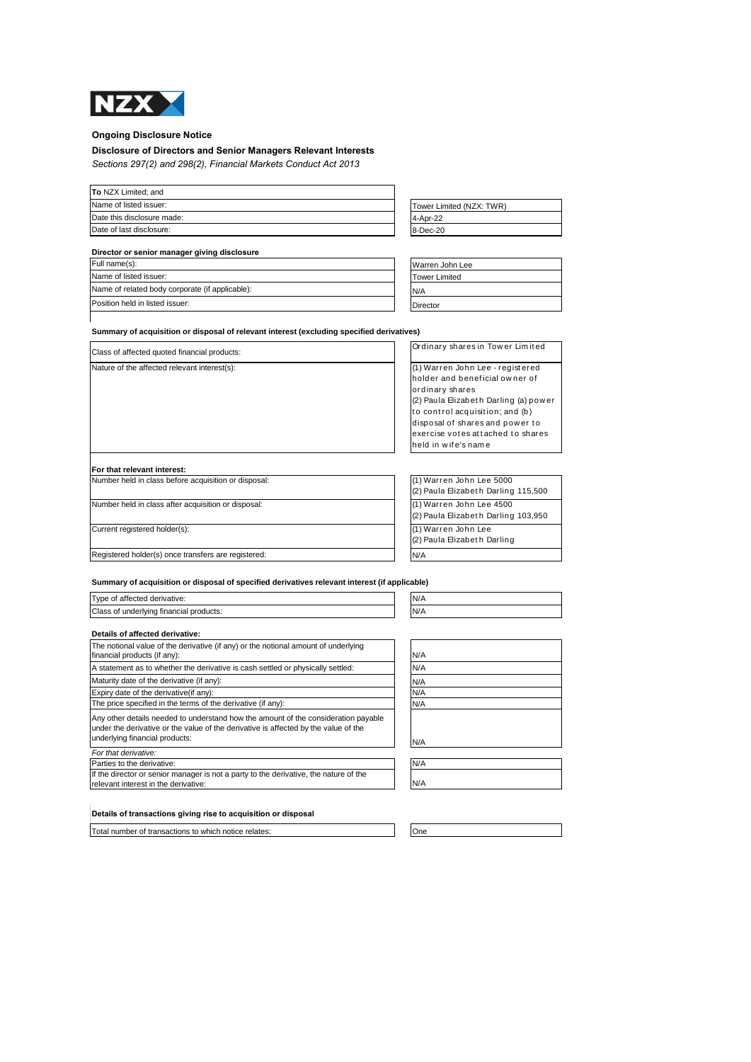NZX

**Ongoing Disclosure Notice**

**Disclosure of Directors and Senior Managers Relevant Interests**

*Sections 297(2) and 298(2), Financial Markets Conduct Act 2013*

| | |
|---|---|
| **To** NZX Limited; and | |
| Name of listed issuer: | Tower Limited (NZX: TWR) |
| Date this disclosure made: | 4-Apr-22 |
| Date of last disclosure: | 8-Dec-20 |

**Director or senior manager giving disclosure**

| | |
|---|---|
| Full name(s): | Warren John Lee |
| Name of listed issuer: | Tower Limited |
| Name of related body corporate (if applicable): | N/A |
| Position held in listed issuer: | Director |

**Summary of acquisition or disposal of relevant interest (excluding specified derivatives)**

| | |
|---|---|
| Class of affected quoted financial products: | Ordinary shares in Tower Limited |
| Nature of the affected relevant interest(s): | (1) Warren John Lee - registered holder and beneficial owner of ordinary shares<br>(2) Paula Elizabeth Darling (a) power to control acquisition; and (b) disposal of shares and power to exercise votes attached to shares held in wife's name |

**For that relevant interest:**

| | |
|---|---|
| Number held in class before acquisition or disposal: | (1) Warren John Lee 5000<br>(2) Paula Elizabeth Darling 115,500 |
| Number held in class after acquisition or disposal: | (1) Warren John Lee 4500<br>(2) Paula Elizabeth Darling 103,950 |
| Current registered holder(s): | (1) Warren John Lee<br>(2) Paula Elizabeth Darling |
| Registered holder(s) once transfers are registered: | N/A |

**Summary of acquisition or disposal of specified derivatives relevant interest (if applicable)**

| | |
|---|---|
| Type of affected derivative: | N/A |
| Class of underlying financial products: | N/A |

**Details of affected derivative:**

| | |
|---|---|
| The notional value of the derivative (if any) or the notional amount of underlying financial products (if any): | N/A |
| A statement as to whether the derivative is cash settled or physically settled: | N/A |
| Maturity date of the derivative (if any): | N/A |
| Expiry date of the derivative(if any): | N/A |
| The price specified in the terms of the derivative (if any): | N/A |
| Any other details needed to understand how the amount of the consideration payable under the derivative or the value of the derivative is affected by the value of the underlying financial products: | N/A |
| *For that derivative:* | |
| Parties to the derivative: | N/A |
| If the director or senior manager is not a party to the derivative, the nature of the relevant interest in the derivative: | N/A |

**Details of transactions giving rise to acquisition or disposal**

| | |
|---|---|
| Total number of transactions to which notice relates: | One |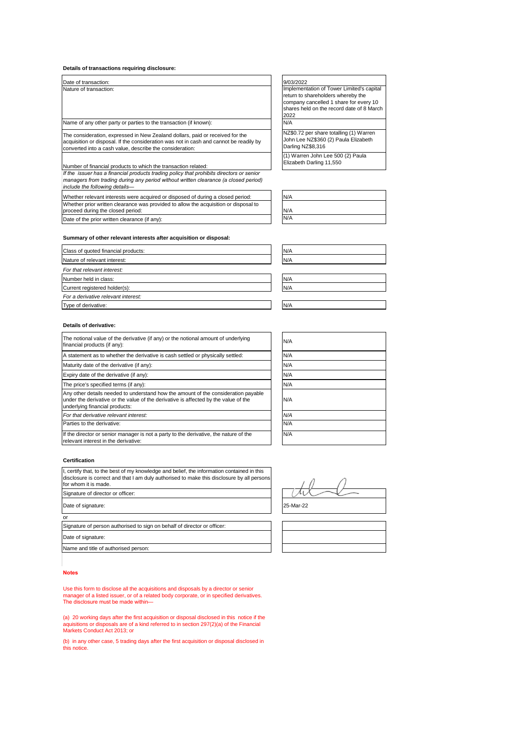**Details of transactions requiring disclosure:**

| | |
|---|---|
| Date of transaction: | 9/03/2022 |
| Nature of transaction: | Implementation of Tower Limited's capital return to shareholders whereby the company cancelled 1 share for every 10 shares held on the record date of 8 March 2022 |
| Name of any other party or parties to the transaction (if known): | N/A |
| The consideration, expressed in New Zealand dollars, paid or received for the acquisition or disposal. If the consideration was not in cash and cannot be readily by converted into a cash value, describe the consideration: | NZ$0.72 per share totalling (1) Warren John Lee NZ$360 (2) Paula Elizabeth Darling NZ$8,316 |
| Number of financial products to which the transaction related: | (1) Warren John Lee 500 (2) Paula Elizabeth Darling 11,550 |

*If the issuer has a financial products trading policy that prohibits directors or senior managers from trading during any period without written clearance (a closed period) include the following details—*

| | |
|---|---|
| Whether relevant interests were acquired or disposed of during a closed period: | N/A |
| Whether prior written clearance was provided to allow the acquisition or disposal to proceed during the closed period: | N/A |
| Date of the prior written clearance (if any): | N/A |

**Summary of other relevant interests after acquisition or disposal:**

| | |
|---|---|
| Class of quoted financial products: | N/A |
| Nature of relevant interest: | N/A |
| *For that relevant interest:* | |
| Number held in class: | N/A |
| Current registered holder(s): | N/A |
| *For a derivative relevant interest:* | |
| Type of derivative: | N/A |

**Details of derivative:**

| | |
|---|---|
| The notional value of the derivative (if any) or the notional amount of underlying financial products (if any): | N/A |
| A statement as to whether the derivative is cash settled or physically settled: | N/A |
| Maturity date of the derivative (if any): | N/A |
| Expiry date of the derivative (if any): | N/A |
| The price's specified terms (if any): | N/A |
| Any other details needed to understand how the amount of the consideration payable under the derivative or the value of the derivative is affected by the value of the underlying financial products: | N/A |
| *For that derivative relevant interest:* | *N/A* |
| Parties to the derivative: | N/A |
| If the director or senior manager is not a party to the derivative, the nature of the relevant interest in the derivative: | N/A |

**Certification**

| | |
|---|---|
| I, certify that, to the best of my knowledge and belief, the information contained in this disclosure is correct and that I am duly authorised to make this disclosure by all persons for whom it is made. | |
| Signature of director or officer: | [Signature] |
| Date of signature: | 25-Mar-22 |
| or | |
| Signature of person authorised to sign on behalf of director or officer: | |
| Date of signature: | |
| Name and title of authorised person: | |

**Notes**

Use this form to disclose all the acquisitions and disposals by a director or senior manager of a listed issuer, or of a related body corporate, or in specified derivatives. The disclosure must be made within—

(a) 20 working days after the first acquisition or disposal disclosed in this notice if the aquisitions or disposals are of a kind referred to in section 297(2)(a) of the Financial Markets Conduct Act 2013; or

(b) in any other case, 5 trading days after the first acquisition or disposal disclosed in this notice.